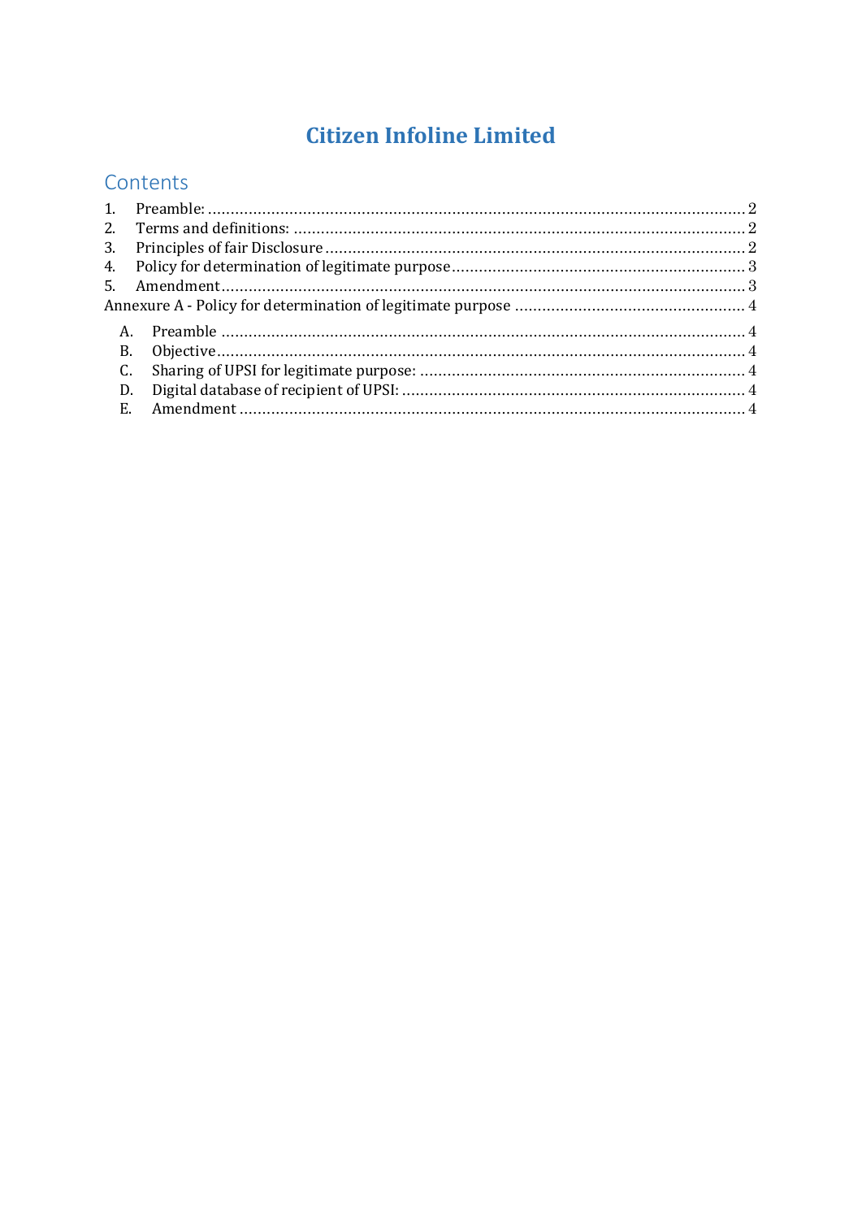# Citizen Infoline Limited

## Contents

1. Preamble: ........................................................................................................................ 2
2. Terms and definitions: .................................................................................................... 2
3. Principles of fair Disclosure ............................................................................................ 2
4. Policy for determination of legitimate purpose ................................................................. 3
5. Amendment .................................................................................................................... 3

Annexure A - Policy for determination of legitimate purpose .................................................. 4

A. Preamble .................................................................................................................... 4
B. Objective ..................................................................................................................... 4
C. Sharing of UPSI for legitimate purpose: ........................................................................ 4
D. Digital database of recipient of UPSI: ............................................................................ 4
E. Amendment ................................................................................................................. 4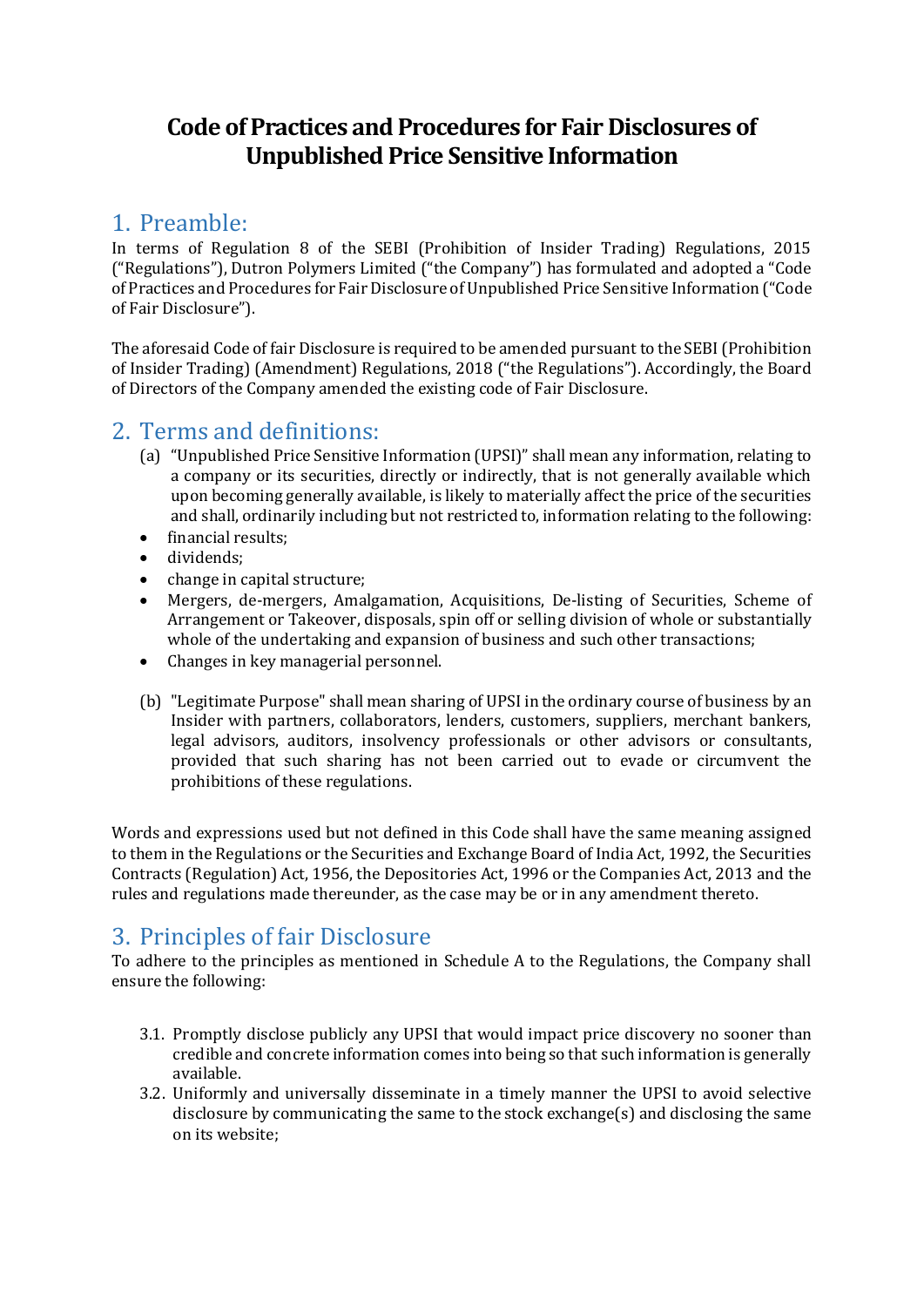# Code of Practices and Procedures for Fair Disclosures of Unpublished Price Sensitive Information

## 1. Preamble:

In terms of Regulation 8 of the SEBI (Prohibition of Insider Trading) Regulations, 2015 ("Regulations"), Dutron Polymers Limited ("the Company") has formulated and adopted a "Code of Practices and Procedures for Fair Disclosure of Unpublished Price Sensitive Information ("Code of Fair Disclosure").

The aforesaid Code of fair Disclosure is required to be amended pursuant to the SEBI (Prohibition of Insider Trading) (Amendment) Regulations, 2018 ("the Regulations"). Accordingly, the Board of Directors of the Company amended the existing code of Fair Disclosure.

## 2. Terms and definitions:

(a) "Unpublished Price Sensitive Information (UPSI)" shall mean any information, relating to a company or its securities, directly or indirectly, that is not generally available which upon becoming generally available, is likely to materially affect the price of the securities and shall, ordinarily including but not restricted to, information relating to the following:

- financial results;
- dividends;
- change in capital structure;
- Mergers, de-mergers, Amalgamation, Acquisitions, De-listing of Securities, Scheme of Arrangement or Takeover, disposals, spin off or selling division of whole or substantially whole of the undertaking and expansion of business and such other transactions;
- Changes in key managerial personnel.

(b) "Legitimate Purpose" shall mean sharing of UPSI in the ordinary course of business by an Insider with partners, collaborators, lenders, customers, suppliers, merchant bankers, legal advisors, auditors, insolvency professionals or other advisors or consultants, provided that such sharing has not been carried out to evade or circumvent the prohibitions of these regulations.

Words and expressions used but not defined in this Code shall have the same meaning assigned to them in the Regulations or the Securities and Exchange Board of India Act, 1992, the Securities Contracts (Regulation) Act, 1956, the Depositories Act, 1996 or the Companies Act, 2013 and the rules and regulations made thereunder, as the case may be or in any amendment thereto.

## 3. Principles of fair Disclosure

To adhere to the principles as mentioned in Schedule A to the Regulations, the Company shall ensure the following:

3.1. Promptly disclose publicly any UPSI that would impact price discovery no sooner than credible and concrete information comes into being so that such information is generally available.

3.2. Uniformly and universally disseminate in a timely manner the UPSI to avoid selective disclosure by communicating the same to the stock exchange(s) and disclosing the same on its website;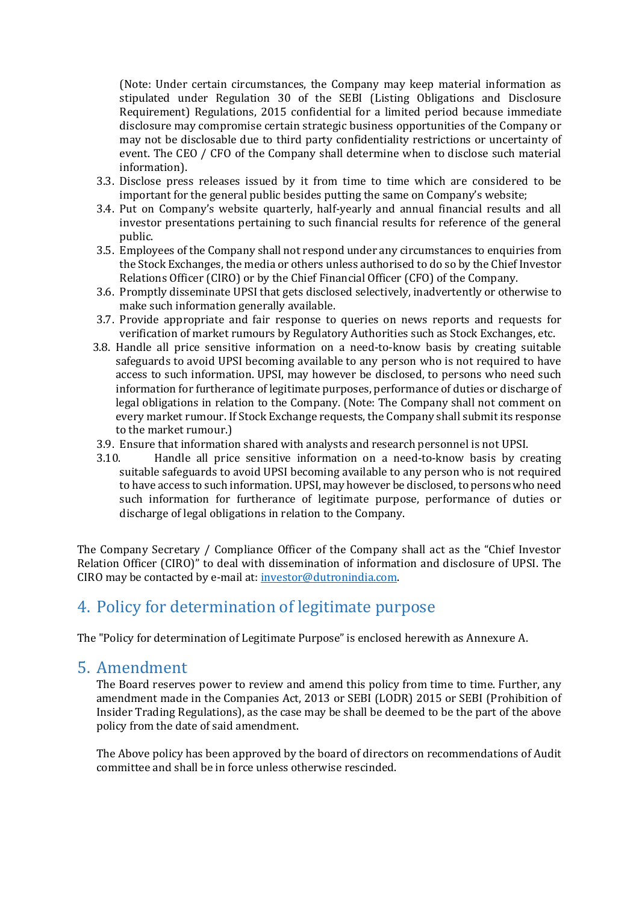(Note: Under certain circumstances, the Company may keep material information as stipulated under Regulation 30 of the SEBI (Listing Obligations and Disclosure Requirement) Regulations, 2015 confidential for a limited period because immediate disclosure may compromise certain strategic business opportunities of the Company or may not be disclosable due to third party confidentiality restrictions or uncertainty of event. The CEO / CFO of the Company shall determine when to disclose such material information).

3.3. Disclose press releases issued by it from time to time which are considered to be important for the general public besides putting the same on Company's website;

3.4. Put on Company's website quarterly, half-yearly and annual financial results and all investor presentations pertaining to such financial results for reference of the general public.

3.5. Employees of the Company shall not respond under any circumstances to enquiries from the Stock Exchanges, the media or others unless authorised to do so by the Chief Investor Relations Officer (CIRO) or by the Chief Financial Officer (CFO) of the Company.

3.6. Promptly disseminate UPSI that gets disclosed selectively, inadvertently or otherwise to make such information generally available.

3.7. Provide appropriate and fair response to queries on news reports and requests for verification of market rumours by Regulatory Authorities such as Stock Exchanges, etc.

3.8. Handle all price sensitive information on a need-to-know basis by creating suitable safeguards to avoid UPSI becoming available to any person who is not required to have access to such information. UPSI, may however be disclosed, to persons who need such information for furtherance of legitimate purposes, performance of duties or discharge of legal obligations in relation to the Company. (Note: The Company shall not comment on every market rumour. If Stock Exchange requests, the Company shall submit its response to the market rumour.)

3.9. Ensure that information shared with analysts and research personnel is not UPSI.

3.10. Handle all price sensitive information on a need-to-know basis by creating suitable safeguards to avoid UPSI becoming available to any person who is not required to have access to such information. UPSI, may however be disclosed, to persons who need such information for furtherance of legitimate purpose, performance of duties or discharge of legal obligations in relation to the Company.

The Company Secretary / Compliance Officer of the Company shall act as the "Chief Investor Relation Officer (CIRO)" to deal with dissemination of information and disclosure of UPSI. The CIRO may be contacted by e-mail at: investor@dutronindia.com.

## 4. Policy for determination of legitimate purpose

The "Policy for determination of Legitimate Purpose" is enclosed herewith as Annexure A.

## 5. Amendment

The Board reserves power to review and amend this policy from time to time. Further, any amendment made in the Companies Act, 2013 or SEBI (LODR) 2015 or SEBI (Prohibition of Insider Trading Regulations), as the case may be shall be deemed to be the part of the above policy from the date of said amendment.

The Above policy has been approved by the board of directors on recommendations of Audit committee and shall be in force unless otherwise rescinded.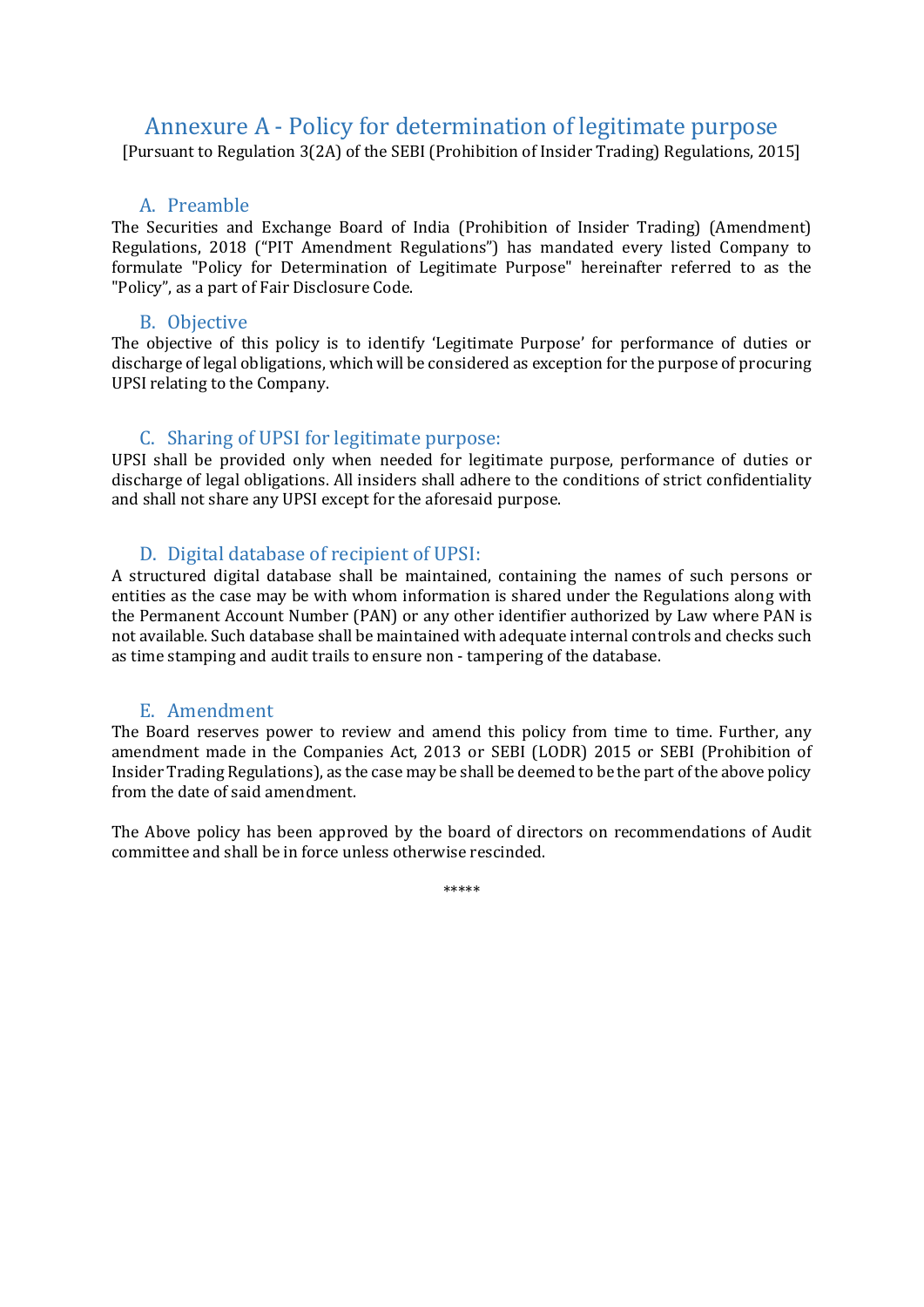# Annexure A - Policy for determination of legitimate purpose

[Pursuant to Regulation 3(2A) of the SEBI (Prohibition of Insider Trading) Regulations, 2015]

## A. Preamble

The Securities and Exchange Board of India (Prohibition of Insider Trading) (Amendment) Regulations, 2018 ("PIT Amendment Regulations") has mandated every listed Company to formulate "Policy for Determination of Legitimate Purpose" hereinafter referred to as the "Policy", as a part of Fair Disclosure Code.

## B. Objective

The objective of this policy is to identify 'Legitimate Purpose' for performance of duties or discharge of legal obligations, which will be considered as exception for the purpose of procuring UPSI relating to the Company.

## C. Sharing of UPSI for legitimate purpose:

UPSI shall be provided only when needed for legitimate purpose, performance of duties or discharge of legal obligations. All insiders shall adhere to the conditions of strict confidentiality and shall not share any UPSI except for the aforesaid purpose.

## D. Digital database of recipient of UPSI:

A structured digital database shall be maintained, containing the names of such persons or entities as the case may be with whom information is shared under the Regulations along with the Permanent Account Number (PAN) or any other identifier authorized by Law where PAN is not available. Such database shall be maintained with adequate internal controls and checks such as time stamping and audit trails to ensure non - tampering of the database.

## E. Amendment

The Board reserves power to review and amend this policy from time to time. Further, any amendment made in the Companies Act, 2013 or SEBI (LODR) 2015 or SEBI (Prohibition of Insider Trading Regulations), as the case may be shall be deemed to be the part of the above policy from the date of said amendment.

The Above policy has been approved by the board of directors on recommendations of Audit committee and shall be in force unless otherwise rescinded.

*****